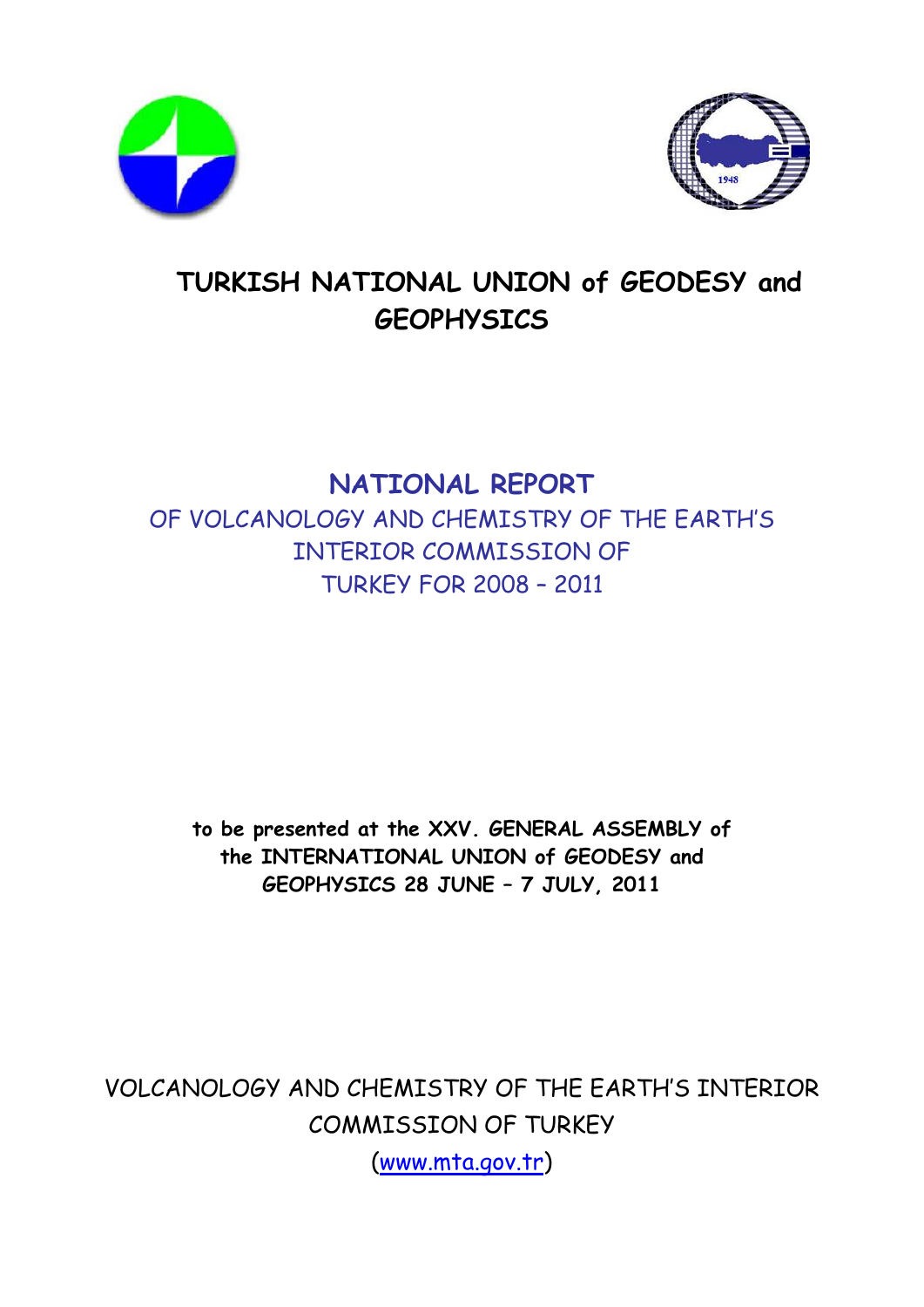# TURKISH NATIONAL UNION of GEODESY and GEOPHYSICS

## NATIONAL REPORT

OF VOLCANOLOGY AND CHEMISTRY OF THE EARTH'S INTERIOR COMMISSION OF TURKEY FOR 2008 – 2011

**to be presented at the XXV. GENERAL ASSEMBLY of the INTERNATIONAL UNION of GEODESY and GEOPHYSICS 28 JUNE – 7 JULY, 2011**

VOLCANOLOGY AND CHEMISTRY OF THE EARTH'S INTERIOR COMMISSION OF TURKEY

(www.mta.gov.tr)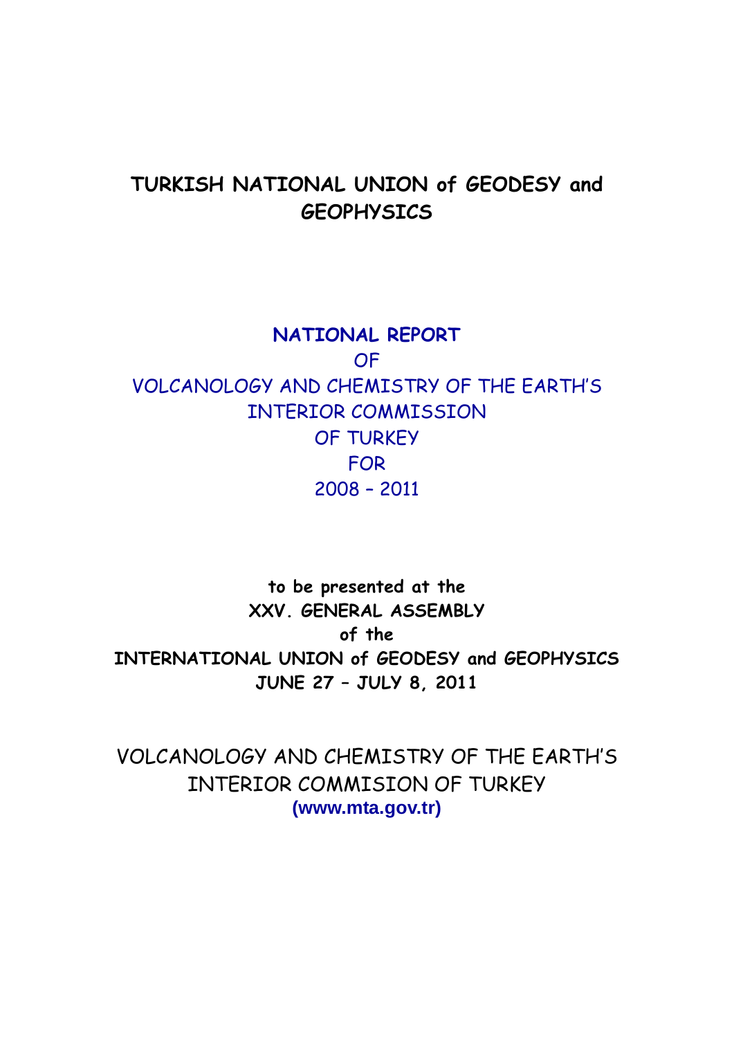# TURKISH NATIONAL UNION of GEODESY and GEOPHYSICS

## NATIONAL REPORT

OF

VOLCANOLOGY AND CHEMISTRY OF THE EARTH'S INTERIOR COMMISSION

OF TURKEY

FOR

2008 – 2011

**to be presented at the**

**XXV. GENERAL ASSEMBLY**

**of the**

**INTERNATIONAL UNION of GEODESY and GEOPHYSICS**

**JUNE 27 – JULY 8, 2011**

VOLCANOLOGY AND CHEMISTRY OF THE EARTH'S INTERIOR COMMISION OF TURKEY

**(www.mta.gov.tr)**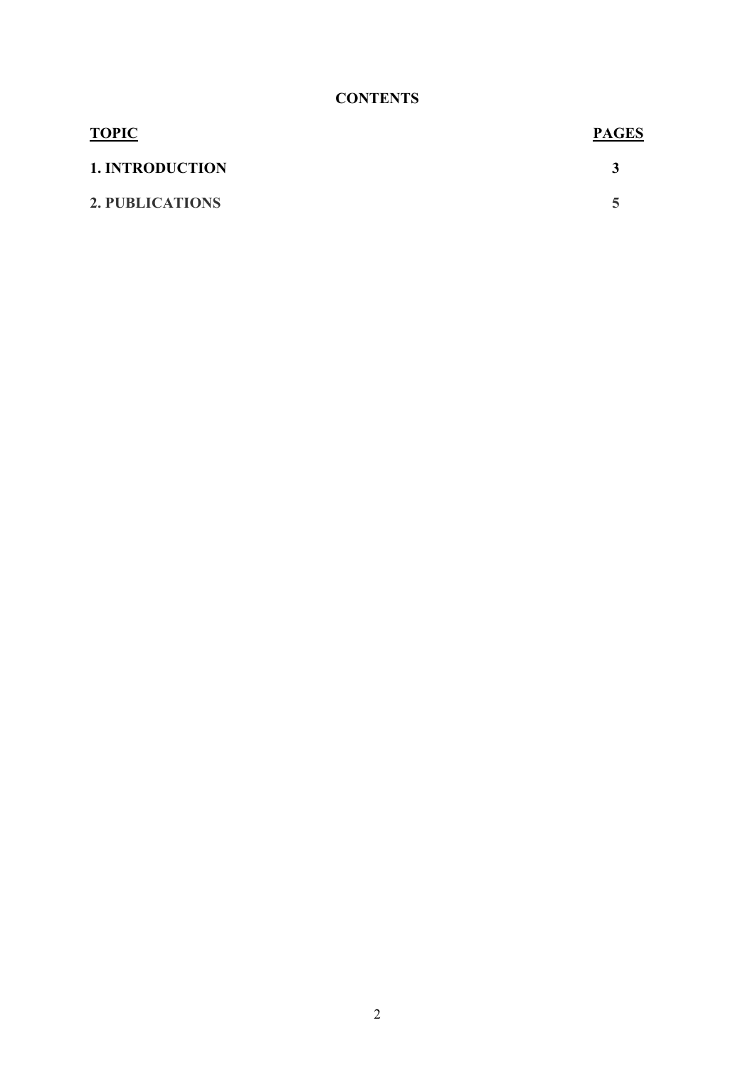**CONTENTS**

| TOPIC | PAGES |
|---|---|
| **1. INTRODUCTION** | **3** |
| **2. PUBLICATIONS** | **5** |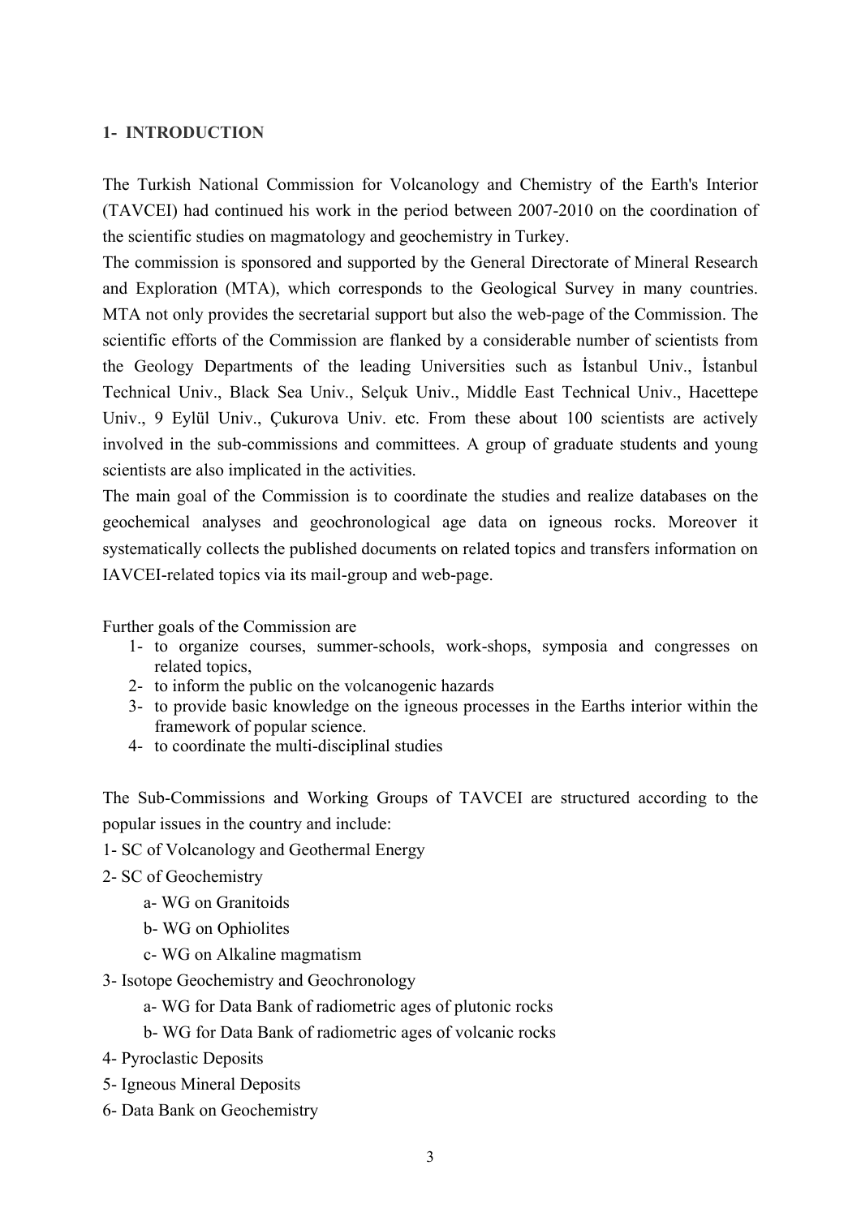## 1- INTRODUCTION

The Turkish National Commission for Volcanology and Chemistry of the Earth's Interior (TAVCEI) had continued his work in the period between 2007-2010 on the coordination of the scientific studies on magmatology and geochemistry in Turkey.

The commission is sponsored and supported by the General Directorate of Mineral Research and Exploration (MTA), which corresponds to the Geological Survey in many countries. MTA not only provides the secretarial support but also the web-page of the Commission. The scientific efforts of the Commission are flanked by a considerable number of scientists from the Geology Departments of the leading Universities such as İstanbul Univ., İstanbul Technical Univ., Black Sea Univ., Selçuk Univ., Middle East Technical Univ., Hacettepe Univ., 9 Eylül Univ., Çukurova Univ. etc. From these about 100 scientists are actively involved in the sub-commissions and committees. A group of graduate students and young scientists are also implicated in the activities.

The main goal of the Commission is to coordinate the studies and realize databases on the geochemical analyses and geochronological age data on igneous rocks. Moreover it systematically collects the published documents on related topics and transfers information on IAVCEI-related topics via its mail-group and web-page.

Further goals of the Commission are

1- to organize courses, summer-schools, work-shops, symposia and congresses on related topics,
2- to inform the public on the volcanogenic hazards
3- to provide basic knowledge on the igneous processes in the Earths interior within the framework of popular science.
4- to coordinate the multi-disciplinal studies

The Sub-Commissions and Working Groups of TAVCEI are structured according to the popular issues in the country and include:

1- SC of Volcanology and Geothermal Energy

2- SC of Geochemistry

  a- WG on Granitoids

  b- WG on Ophiolites

  c- WG on Alkaline magmatism

3- Isotope Geochemistry and Geochronology

  a- WG for Data Bank of radiometric ages of plutonic rocks

  b- WG for Data Bank of radiometric ages of volcanic rocks

4- Pyroclastic Deposits

5- Igneous Mineral Deposits

6- Data Bank on Geochemistry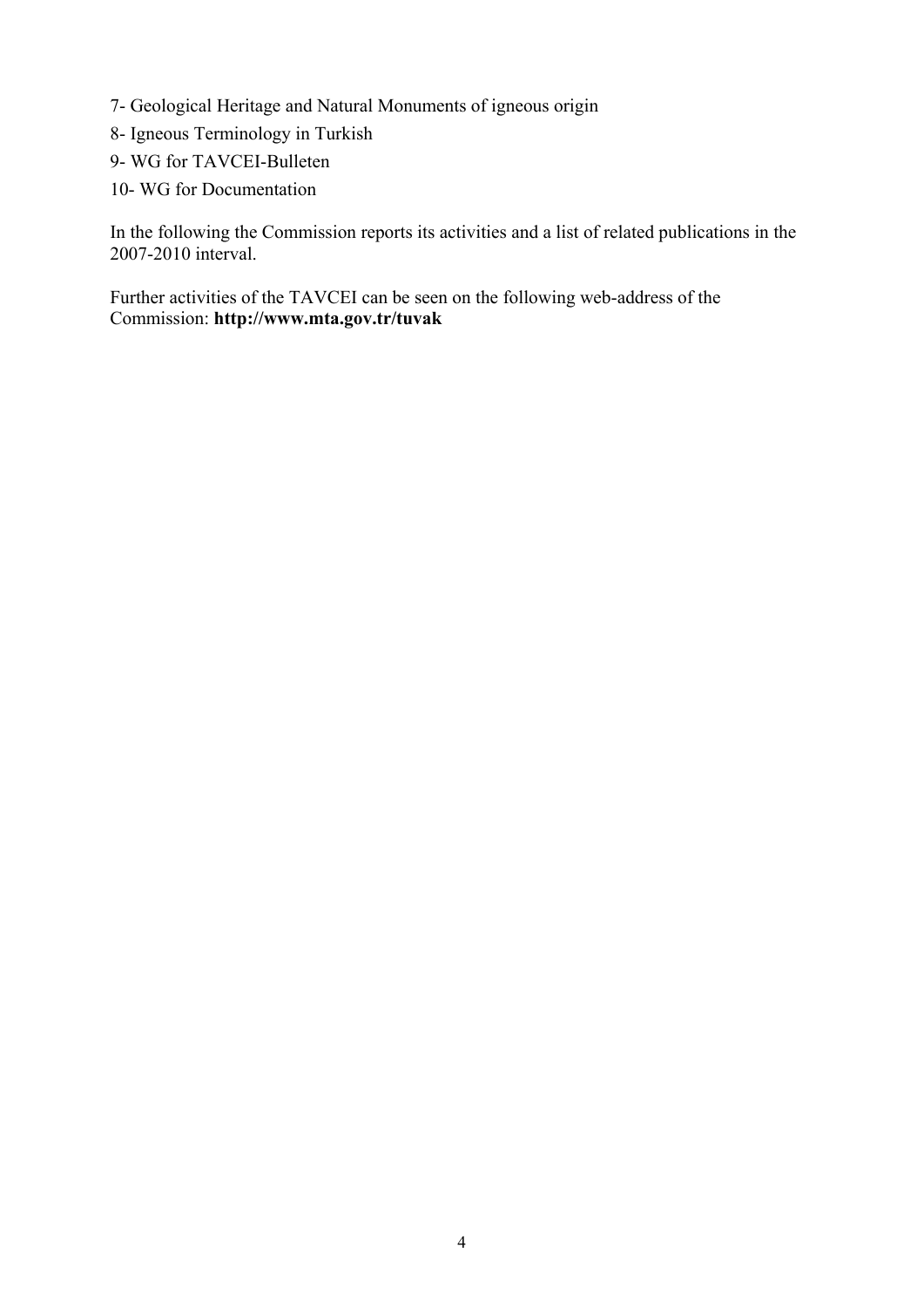7- Geological Heritage and Natural Monuments of igneous origin

8- Igneous Terminology in Turkish

9- WG for TAVCEI-Bulleten

10- WG for Documentation

In the following the Commission reports its activities and a list of related publications in the 2007-2010 interval.

Further activities of the TAVCEI can be seen on the following web-address of the Commission: **http://www.mta.gov.tr/tuvak**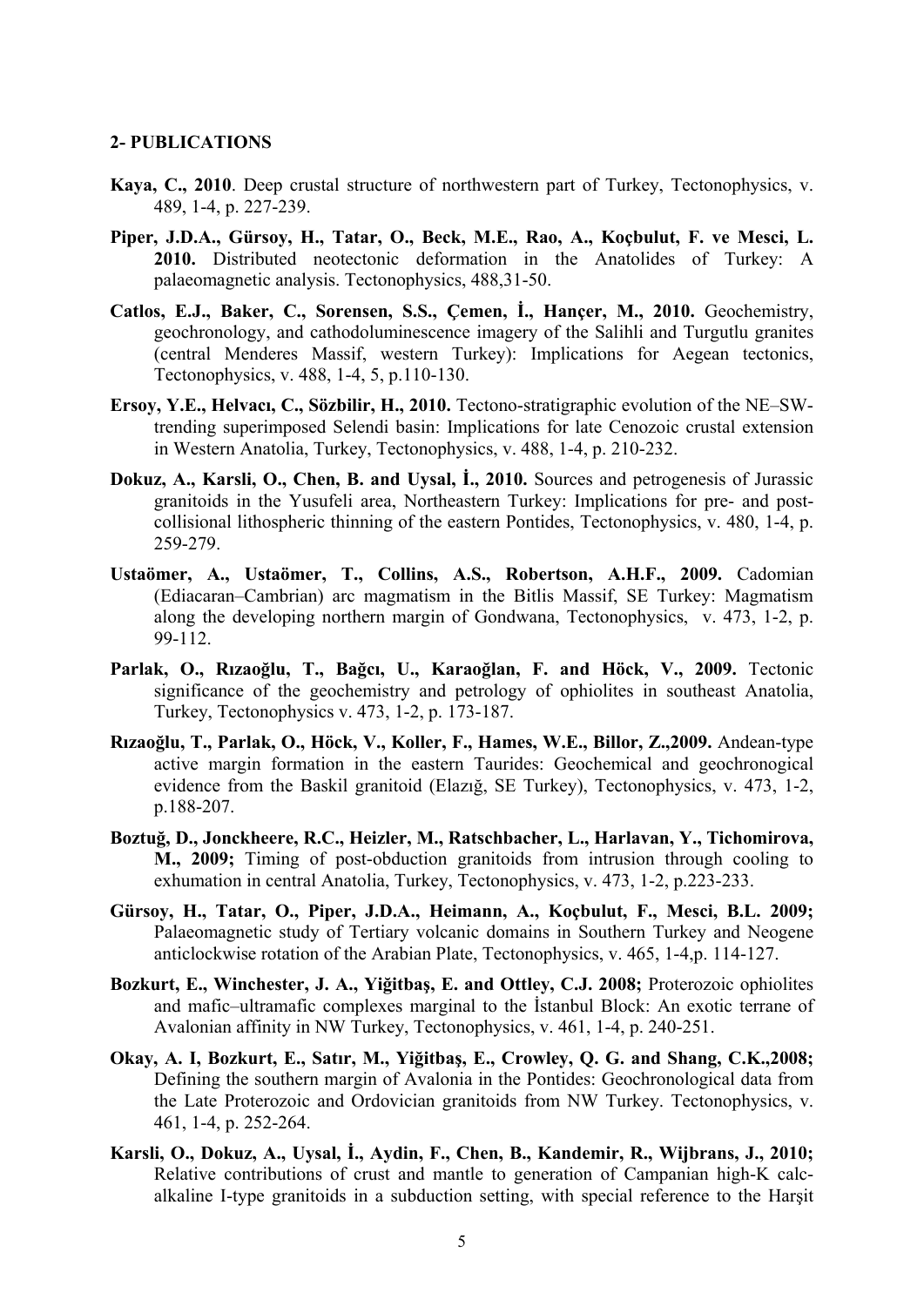**2- PUBLICATIONS**

**Kaya, C., 2010**. Deep crustal structure of northwestern part of Turkey, Tectonophysics, v. 489, 1-4, p. 227-239.

**Piper, J.D.A., Gürsoy, H., Tatar, O., Beck, M.E., Rao, A., Koçbulut, F. ve Mesci, L. 2010.** Distributed neotectonic deformation in the Anatolides of Turkey: A palaeomagnetic analysis. Tectonophysics, 488,31-50.

**Catlos, E.J., Baker, C., Sorensen, S.S., Çemen, İ., Hançer, M., 2010.** Geochemistry, geochronology, and cathodoluminescence imagery of the Salihli and Turgutlu granites (central Menderes Massif, western Turkey): Implications for Aegean tectonics, Tectonophysics, v. 488, 1-4, 5, p.110-130.

**Ersoy, Y.E., Helvacı, C., Sözbilir, H., 2010.** Tectono-stratigraphic evolution of the NE–SW-trending superimposed Selendi basin: Implications for late Cenozoic crustal extension in Western Anatolia, Turkey, Tectonophysics, v. 488, 1-4, p. 210-232.

**Dokuz, A., Karsli, O., Chen, B. and Uysal, İ., 2010.** Sources and petrogenesis of Jurassic granitoids in the Yusufeli area, Northeastern Turkey: Implications for pre- and post-collisional lithospheric thinning of the eastern Pontides, Tectonophysics, v. 480, 1-4, p. 259-279.

**Ustaömer, A., Ustaömer, T., Collins, A.S., Robertson, A.H.F., 2009.** Cadomian (Ediacaran–Cambrian) arc magmatism in the Bitlis Massif, SE Turkey: Magmatism along the developing northern margin of Gondwana, Tectonophysics, v. 473, 1-2, p. 99-112.

**Parlak, O., Rızaoğlu, T., Bağcı, U., Karaoğlan, F. and Höck, V., 2009.** Tectonic significance of the geochemistry and petrology of ophiolites in southeast Anatolia, Turkey, Tectonophysics v. 473, 1-2, p. 173-187.

**Rızaoğlu, T., Parlak, O., Höck, V., Koller, F., Hames, W.E., Billor, Z.,2009.** Andean-type active margin formation in the eastern Taurides: Geochemical and geochronogical evidence from the Baskil granitoid (Elazığ, SE Turkey), Tectonophysics, v. 473, 1-2, p.188-207.

**Boztuğ, D., Jonckheere, R.C., Heizler, M., Ratschbacher, L., Harlavan, Y., Tichomirova, M., 2009;** Timing of post-obduction granitoids from intrusion through cooling to exhumation in central Anatolia, Turkey, Tectonophysics, v. 473, 1-2, p.223-233.

**Gürsoy, H., Tatar, O., Piper, J.D.A., Heimann, A., Koçbulut, F., Mesci, B.L. 2009;** Palaeomagnetic study of Tertiary volcanic domains in Southern Turkey and Neogene anticlockwise rotation of the Arabian Plate, Tectonophysics, v. 465, 1-4,p. 114-127.

**Bozkurt, E., Winchester, J. A., Yiğitbaş, E. and Ottley, C.J. 2008;** Proterozoic ophiolites and mafic–ultramafic complexes marginal to the İstanbul Block: An exotic terrane of Avalonian affinity in NW Turkey, Tectonophysics, v. 461, 1-4, p. 240-251.

**Okay, A. I, Bozkurt, E., Satır, M., Yiğitbaş, E., Crowley, Q. G. and Shang, C.K.,2008;** Defining the southern margin of Avalonia in the Pontides: Geochronological data from the Late Proterozoic and Ordovician granitoids from NW Turkey. Tectonophysics, v. 461, 1-4, p. 252-264.

**Karsli, O., Dokuz, A., Uysal, İ., Aydin, F., Chen, B., Kandemir, R., Wijbrans, J., 2010;** Relative contributions of crust and mantle to generation of Campanian high-K calc-alkaline I-type granitoids in a subduction setting, with special reference to the Harşit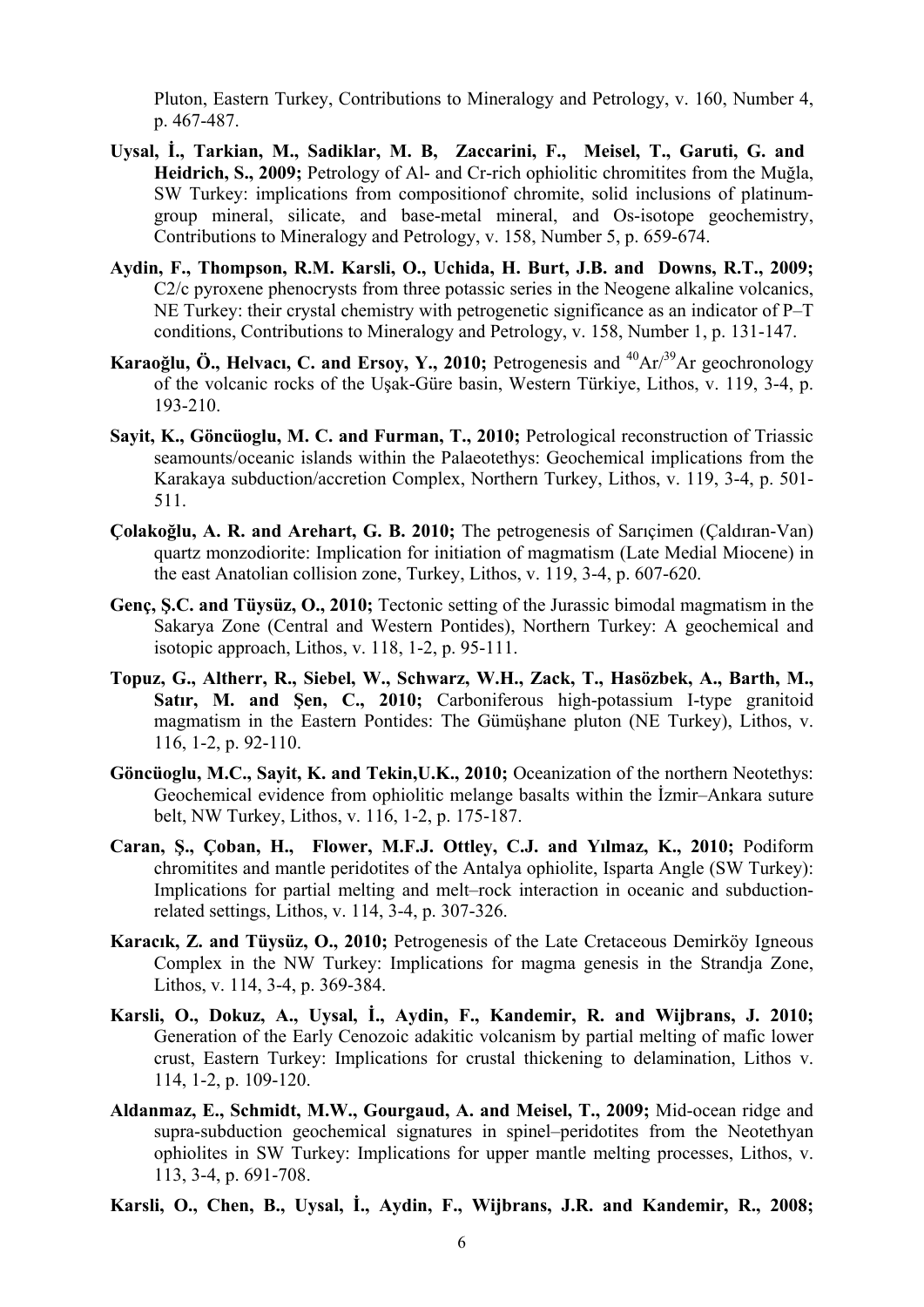Pluton, Eastern Turkey, Contributions to Mineralogy and Petrology, v. 160, Number 4, p. 467-487.

**Uysal, İ., Tarkian, M., Sadiklar, M. B, Zaccarini, F., Meisel, T., Garuti, G. and Heidrich, S., 2009;** Petrology of Al- and Cr-rich ophiolitic chromitites from the Muğla, SW Turkey: implications from compositionof chromite, solid inclusions of platinum-group mineral, silicate, and base-metal mineral, and Os-isotope geochemistry, Contributions to Mineralogy and Petrology, v. 158, Number 5, p. 659-674.

**Aydin, F., Thompson, R.M. Karsli, O., Uchida, H. Burt, J.B. and Downs, R.T., 2009;** C2/c pyroxene phenocrysts from three potassic series in the Neogene alkaline volcanics, NE Turkey: their crystal chemistry with petrogenetic significance as an indicator of P–T conditions, Contributions to Mineralogy and Petrology, v. 158, Number 1, p. 131-147.

**Karaoğlu, Ö., Helvacı, C. and Ersoy, Y., 2010;** Petrogenesis and $^{40}Ar/^{39}Ar$ geochronology of the volcanic rocks of the Uşak-Güre basin, Western Türkiye, Lithos, v. 119, 3-4, p. 193-210.

**Sayit, K., Göncüoglu, M. C. and Furman, T., 2010;** Petrological reconstruction of Triassic seamounts/oceanic islands within the Palaeotethys: Geochemical implications from the Karakaya subduction/accretion Complex, Northern Turkey, Lithos, v. 119, 3-4, p. 501-511.

**Çolakoğlu, A. R. and Arehart, G. B. 2010;** The petrogenesis of Sarıçimen (Çaldıran-Van) quartz monzodiorite: Implication for initiation of magmatism (Late Medial Miocene) in the east Anatolian collision zone, Turkey, Lithos, v. 119, 3-4, p. 607-620.

**Genç, Ş.C. and Tüysüz, O., 2010;** Tectonic setting of the Jurassic bimodal magmatism in the Sakarya Zone (Central and Western Pontides), Northern Turkey: A geochemical and isotopic approach, Lithos, v. 118, 1-2, p. 95-111.

**Topuz, G., Altherr, R., Siebel, W., Schwarz, W.H., Zack, T., Hasözbek, A., Barth, M., Satır, M. and Şen, C., 2010;** Carboniferous high-potassium I-type granitoid magmatism in the Eastern Pontides: The Gümüşhane pluton (NE Turkey), Lithos, v. 116, 1-2, p. 92-110.

**Göncüoglu, M.C., Sayit, K. and Tekin,U.K., 2010;** Oceanization of the northern Neotethys: Geochemical evidence from ophiolitic melange basalts within the İzmir–Ankara suture belt, NW Turkey, Lithos, v. 116, 1-2, p. 175-187.

**Caran, Ş., Çoban, H., Flower, M.F.J. Ottley, C.J. and Yılmaz, K., 2010;** Podiform chromitites and mantle peridotites of the Antalya ophiolite, Isparta Angle (SW Turkey): Implications for partial melting and melt–rock interaction in oceanic and subduction-related settings, Lithos, v. 114, 3-4, p. 307-326.

**Karacık, Z. and Tüysüz, O., 2010;** Petrogenesis of the Late Cretaceous Demirköy Igneous Complex in the NW Turkey: Implications for magma genesis in the Strandja Zone, Lithos, v. 114, 3-4, p. 369-384.

**Karsli, O., Dokuz, A., Uysal, İ., Aydin, F., Kandemir, R. and Wijbrans, J. 2010;** Generation of the Early Cenozoic adakitic volcanism by partial melting of mafic lower crust, Eastern Turkey: Implications for crustal thickening to delamination, Lithos v. 114, 1-2, p. 109-120.

**Aldanmaz, E., Schmidt, M.W., Gourgaud, A. and Meisel, T., 2009;** Mid-ocean ridge and supra-subduction geochemical signatures in spinel–peridotites from the Neotethyan ophiolites in SW Turkey: Implications for upper mantle melting processes, Lithos, v. 113, 3-4, p. 691-708.

**Karsli, O., Chen, B., Uysal, İ., Aydin, F., Wijbrans, J.R. and Kandemir, R., 2008;**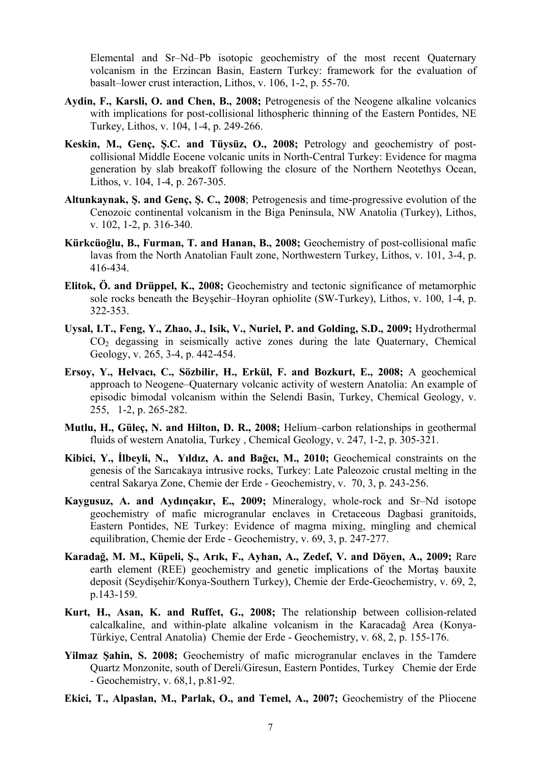Elemental and Sr–Nd–Pb isotopic geochemistry of the most recent Quaternary volcanism in the Erzincan Basin, Eastern Turkey: framework for the evaluation of basalt–lower crust interaction, Lithos, v. 106, 1-2, p. 55-70.

**Aydin, F., Karsli, O. and Chen, B., 2008;** Petrogenesis of the Neogene alkaline volcanics with implications for post-collisional lithospheric thinning of the Eastern Pontides, NE Turkey, Lithos, v. 104, 1-4, p. 249-266.

**Keskin, M., Genç, Ş.C. and Tüysüz, O., 2008;** Petrology and geochemistry of post-collisional Middle Eocene volcanic units in North-Central Turkey: Evidence for magma generation by slab breakoff following the closure of the Northern Neotethys Ocean, Lithos, v. 104, 1-4, p. 267-305.

**Altunkaynak, Ş. and Genç, Ş. C., 2008**; Petrogenesis and time-progressive evolution of the Cenozoic continental volcanism in the Biga Peninsula, NW Anatolia (Turkey), Lithos, v. 102, 1-2, p. 316-340.

**Kürkcüoğlu, B., Furman, T. and Hanan, B., 2008;** Geochemistry of post-collisional mafic lavas from the North Anatolian Fault zone, Northwestern Turkey, Lithos, v. 101, 3-4, p. 416-434.

**Elitok, Ö. and Drüppel, K., 2008;** Geochemistry and tectonic significance of metamorphic sole rocks beneath the Beyşehir–Hoyran ophiolite (SW-Turkey), Lithos, v. 100, 1-4, p. 322-353.

**Uysal, I.T., Feng, Y., Zhao, J., Isik, V., Nuriel, P. and Golding, S.D., 2009;** Hydrothermal $CO_2$ degassing in seismically active zones during the late Quaternary, Chemical Geology, v. 265, 3-4, p. 442-454.

**Ersoy, Y., Helvacı, C., Sözbilir, H., Erkül, F. and Bozkurt, E., 2008;** A geochemical approach to Neogene–Quaternary volcanic activity of western Anatolia: An example of episodic bimodal volcanism within the Selendi Basin, Turkey, Chemical Geology, v. 255, 1-2, p. 265-282.

**Mutlu, H., Güleç, N. and Hilton, D. R., 2008;** Helium–carbon relationships in geothermal fluids of western Anatolia, Turkey , Chemical Geology, v. 247, 1-2, p. 305-321.

**Kibici, Y., İlbeyli, N., Yıldız, A. and Bağcı, M., 2010;** Geochemical constraints on the genesis of the Sarıcakaya intrusive rocks, Turkey: Late Paleozoic crustal melting in the central Sakarya Zone, Chemie der Erde - Geochemistry, v. 70, 3, p. 243-256.

**Kaygusuz, A. and Aydınçakır, E., 2009;** Mineralogy, whole-rock and Sr–Nd isotope geochemistry of mafic microgranular enclaves in Cretaceous Dagbasi granitoids, Eastern Pontides, NE Turkey: Evidence of magma mixing, mingling and chemical equilibration, Chemie der Erde - Geochemistry, v. 69, 3, p. 247-277.

**Karadağ, M. M., Küpeli, Ş., Arık, F., Ayhan, A., Zedef, V. and Döyen, A., 2009;** Rare earth element (REE) geochemistry and genetic implications of the Mortaş bauxite deposit (Seydişehir/Konya-Southern Turkey), Chemie der Erde-Geochemistry, v. 69, 2, p.143-159.

**Kurt, H., Asan, K. and Ruffet, G., 2008;** The relationship between collision-related calcalkaline, and within-plate alkaline volcanism in the Karacadağ Area (Konya-Türkiye, Central Anatolia) Chemie der Erde - Geochemistry, v. 68, 2, p. 155-176.

**Yilmaz Şahin, S. 2008;** Geochemistry of mafic microgranular enclaves in the Tamdere Quartz Monzonite, south of Dereli/Giresun, Eastern Pontides, Turkey Chemie der Erde - Geochemistry, v. 68,1, p.81-92.

**Ekici, T., Alpaslan, M., Parlak, O., and Temel, A., 2007;** Geochemistry of the Pliocene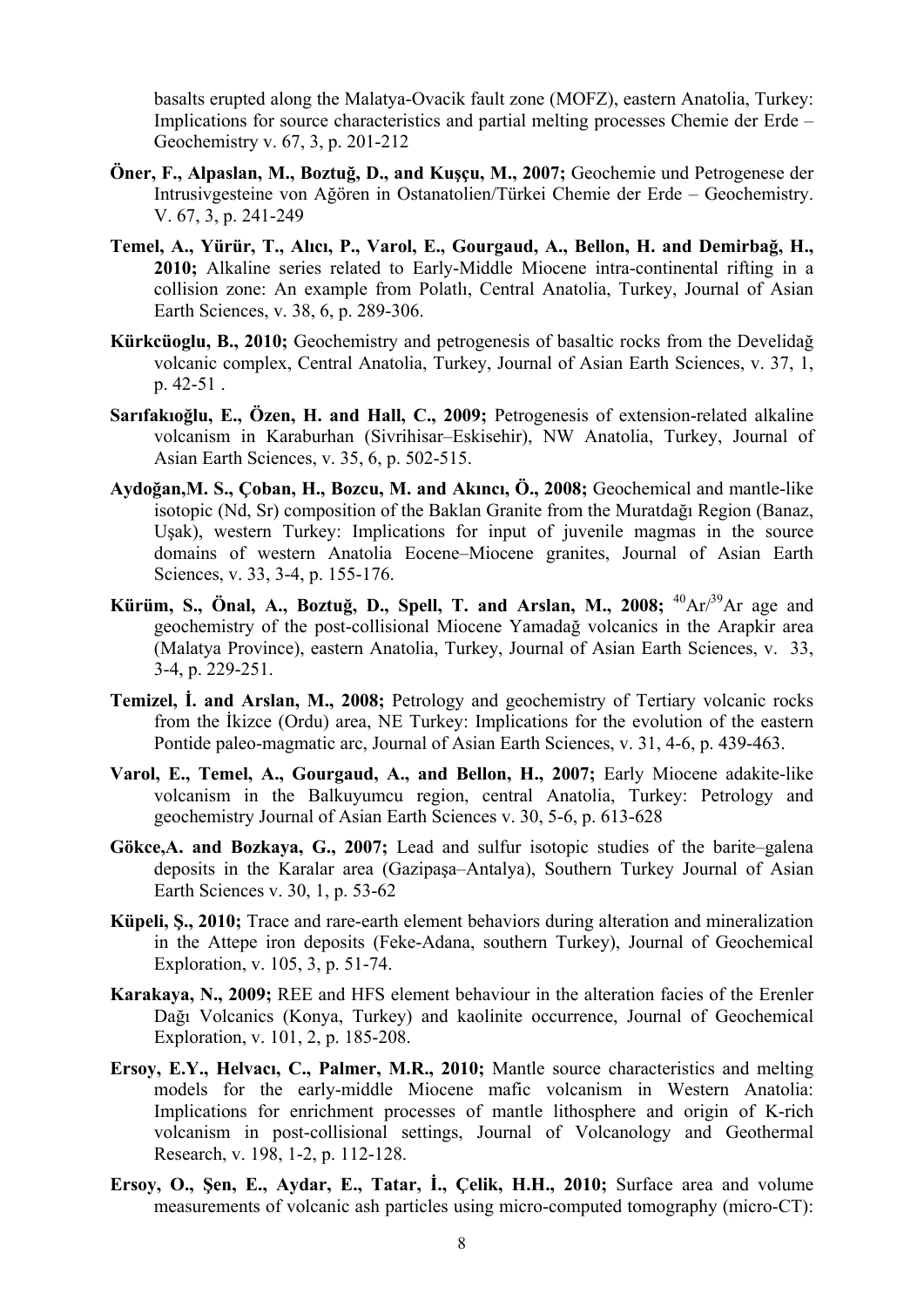basalts erupted along the Malatya-Ovacik fault zone (MOFZ), eastern Anatolia, Turkey: Implications for source characteristics and partial melting processes Chemie der Erde – Geochemistry v. 67, 3, p. 201-212

**Öner, F., Alpaslan, M., Boztuğ, D., and Kuşçu, M., 2007;** Geochemie und Petrogenese der Intrusivgesteine von Ağören in Ostanatolien/Türkei Chemie der Erde – Geochemistry. V. 67, 3, p. 241-249

**Temel, A., Yürür, T., Alıcı, P., Varol, E., Gourgaud, A., Bellon, H. and Demirbağ, H., 2010;** Alkaline series related to Early-Middle Miocene intra-continental rifting in a collision zone: An example from Polatlı, Central Anatolia, Turkey, Journal of Asian Earth Sciences, v. 38, 6, p. 289-306.

**Kürkcüoglu, B., 2010;** Geochemistry and petrogenesis of basaltic rocks from the Develidağ volcanic complex, Central Anatolia, Turkey, Journal of Asian Earth Sciences, v. 37, 1, p. 42-51 .

**Sarıfakıoğlu, E., Özen, H. and Hall, C., 2009;** Petrogenesis of extension-related alkaline volcanism in Karaburhan (Sivrihisar–Eskisehir), NW Anatolia, Turkey, Journal of Asian Earth Sciences, v. 35, 6, p. 502-515.

**Aydoğan,M. S., Çoban, H., Bozcu, M. and Akıncı, Ö., 2008;** Geochemical and mantle-like isotopic (Nd, Sr) composition of the Baklan Granite from the Muratdağı Region (Banaz, Uşak), western Turkey: Implications for input of juvenile magmas in the source domains of western Anatolia Eocene–Miocene granites, Journal of Asian Earth Sciences, v. 33, 3-4, p. 155-176.

**Kürüm, S., Önal, A., Boztuğ, D., Spell, T. and Arslan, M., 2008;** $^{40}Ar/^{39}Ar$ age and geochemistry of the post-collisional Miocene Yamadağ volcanics in the Arapkir area (Malatya Province), eastern Anatolia, Turkey, Journal of Asian Earth Sciences, v. 33, 3-4, p. 229-251.

**Temizel, İ. and Arslan, M., 2008;** Petrology and geochemistry of Tertiary volcanic rocks from the İkizce (Ordu) area, NE Turkey: Implications for the evolution of the eastern Pontide paleo-magmatic arc, Journal of Asian Earth Sciences, v. 31, 4-6, p. 439-463.

**Varol, E., Temel, A., Gourgaud, A., and Bellon, H., 2007;** Early Miocene adakite-like volcanism in the Balkuyumcu region, central Anatolia, Turkey: Petrology and geochemistry Journal of Asian Earth Sciences v. 30, 5-6, p. 613-628

**Gökce,A. and Bozkaya, G., 2007;** Lead and sulfur isotopic studies of the barite–galena deposits in the Karalar area (Gazipaşa–Antalya), Southern Turkey Journal of Asian Earth Sciences v. 30, 1, p. 53-62

**Küpeli, Ş., 2010;** Trace and rare-earth element behaviors during alteration and mineralization in the Attepe iron deposits (Feke-Adana, southern Turkey), Journal of Geochemical Exploration, v. 105, 3, p. 51-74.

**Karakaya, N., 2009;** REE and HFS element behaviour in the alteration facies of the Erenler Dağı Volcanics (Konya, Turkey) and kaolinite occurrence, Journal of Geochemical Exploration, v. 101, 2, p. 185-208.

**Ersoy, E.Y., Helvacı, C., Palmer, M.R., 2010;** Mantle source characteristics and melting models for the early-middle Miocene mafic volcanism in Western Anatolia: Implications for enrichment processes of mantle lithosphere and origin of K-rich volcanism in post-collisional settings, Journal of Volcanology and Geothermal Research, v. 198, 1-2, p. 112-128.

**Ersoy, O., Şen, E., Aydar, E., Tatar, İ., Çelik, H.H., 2010;** Surface area and volume measurements of volcanic ash particles using micro-computed tomography (micro-CT):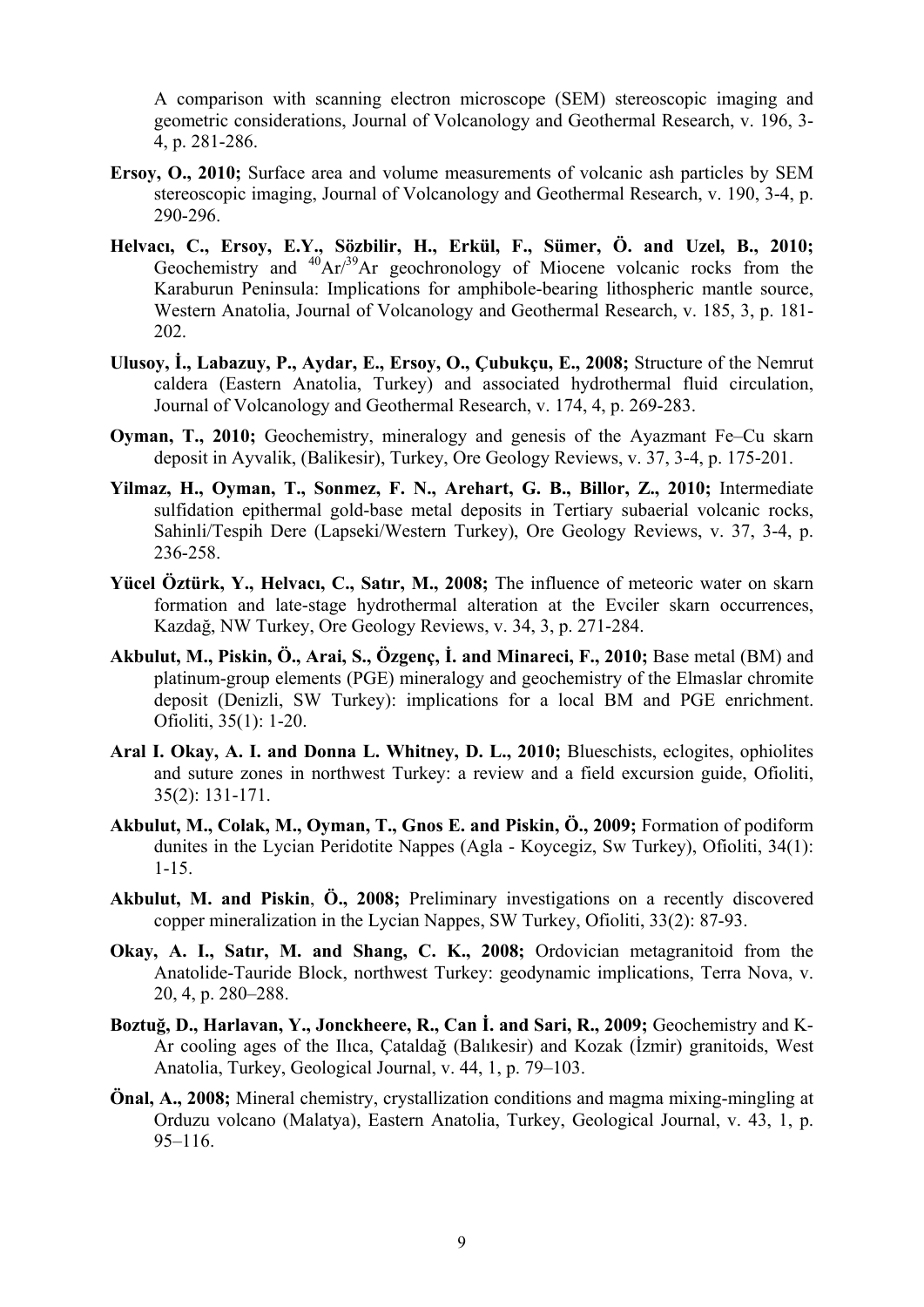A comparison with scanning electron microscope (SEM) stereoscopic imaging and geometric considerations, Journal of Volcanology and Geothermal Research, v. 196, 3-4, p. 281-286.

**Ersoy, O., 2010;** Surface area and volume measurements of volcanic ash particles by SEM stereoscopic imaging, Journal of Volcanology and Geothermal Research, v. 190, 3-4, p. 290-296.

**Helvacı, C., Ersoy, E.Y., Sözbilir, H., Erkül, F., Sümer, Ö. and Uzel, B., 2010;** Geochemistry and $^{40}Ar/^{39}Ar$ geochronology of Miocene volcanic rocks from the Karaburun Peninsula: Implications for amphibole-bearing lithospheric mantle source, Western Anatolia, Journal of Volcanology and Geothermal Research, v. 185, 3, p. 181-202.

**Ulusoy, İ., Labazuy, P., Aydar, E., Ersoy, O., Çubukçu, E., 2008;** Structure of the Nemrut caldera (Eastern Anatolia, Turkey) and associated hydrothermal fluid circulation, Journal of Volcanology and Geothermal Research, v. 174, 4, p. 269-283.

**Oyman, T., 2010;** Geochemistry, mineralogy and genesis of the Ayazmant Fe–Cu skarn deposit in Ayvalik, (Balikesir), Turkey, Ore Geology Reviews, v. 37, 3-4, p. 175-201.

**Yilmaz, H., Oyman, T., Sonmez, F. N., Arehart, G. B., Billor, Z., 2010;** Intermediate sulfidation epithermal gold-base metal deposits in Tertiary subaerial volcanic rocks, Sahinli/Tespih Dere (Lapseki/Western Turkey), Ore Geology Reviews, v. 37, 3-4, p. 236-258.

**Yücel Öztürk, Y., Helvacı, C., Satır, M., 2008;** The influence of meteoric water on skarn formation and late-stage hydrothermal alteration at the Evciler skarn occurrences, Kazdağ, NW Turkey, Ore Geology Reviews, v. 34, 3, p. 271-284.

**Akbulut, M., Piskin, Ö., Arai, S., Özgenç, İ. and Minareci, F., 2010;** Base metal (BM) and platinum-group elements (PGE) mineralogy and geochemistry of the Elmaslar chromite deposit (Denizli, SW Turkey): implications for a local BM and PGE enrichment. Ofioliti, 35(1): 1-20.

**Aral I. Okay, A. I. and Donna L. Whitney, D. L., 2010;** Blueschists, eclogites, ophiolites and suture zones in northwest Turkey: a review and a field excursion guide, Ofioliti, 35(2): 131-171.

**Akbulut, M., Colak, M., Oyman, T., Gnos E. and Piskin, Ö., 2009;** Formation of podiform dunites in the Lycian Peridotite Nappes (Agla - Koycegiz, Sw Turkey), Ofioliti, 34(1): 1-15.

**Akbulut, M. and Piskin, Ö., 2008;** Preliminary investigations on a recently discovered copper mineralization in the Lycian Nappes, SW Turkey, Ofioliti, 33(2): 87-93.

**Okay, A. I., Satır, M. and Shang, C. K., 2008;** Ordovician metagranitoid from the Anatolide-Tauride Block, northwest Turkey: geodynamic implications, Terra Nova, v. 20, 4, p. 280–288.

**Boztuğ, D., Harlavan, Y., Jonckheere, R., Can İ. and Sari, R., 2009;** Geochemistry and K-Ar cooling ages of the Ilıca, Çataldağ (Balıkesir) and Kozak (İzmir) granitoids, West Anatolia, Turkey, Geological Journal, v. 44, 1, p. 79–103.

**Önal, A., 2008;** Mineral chemistry, crystallization conditions and magma mixing-mingling at Orduzu volcano (Malatya), Eastern Anatolia, Turkey, Geological Journal, v. 43, 1, p. 95–116.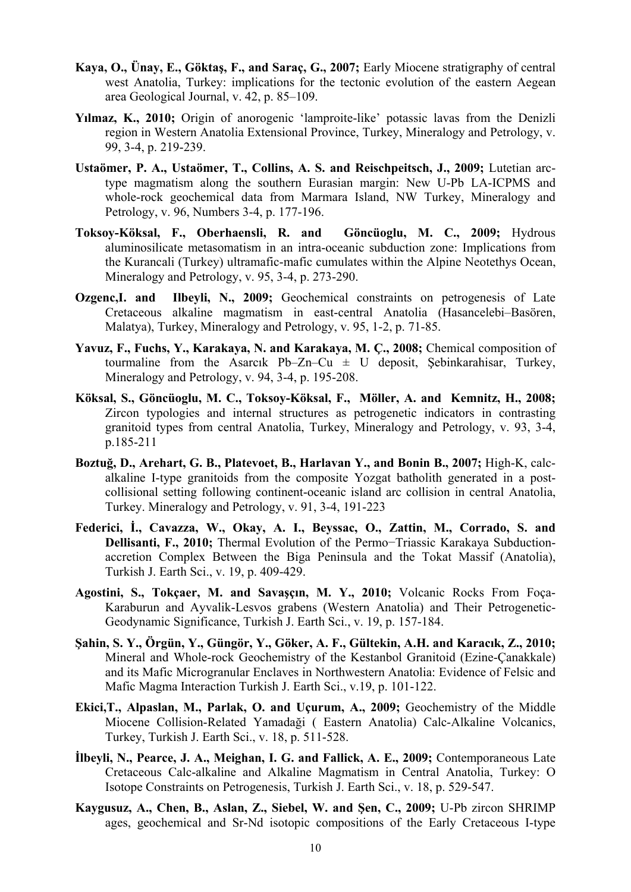**Kaya, O., Ünay, E., Göktaş, F., and Saraç, G., 2007;** Early Miocene stratigraphy of central west Anatolia, Turkey: implications for the tectonic evolution of the eastern Aegean area Geological Journal, v. 42, p. 85–109.

**Yılmaz, K., 2010;** Origin of anorogenic 'lamproite-like' potassic lavas from the Denizli region in Western Anatolia Extensional Province, Turkey, Mineralogy and Petrology, v. 99, 3-4, p. 219-239.

**Ustaömer, P. A., Ustaömer, T., Collins, A. S. and Reischpeitsch, J., 2009;** Lutetian arc-type magmatism along the southern Eurasian margin: New U-Pb LA-ICPMS and whole-rock geochemical data from Marmara Island, NW Turkey, Mineralogy and Petrology, v. 96, Numbers 3-4, p. 177-196.

**Toksoy-Köksal, F., Oberhaensli, R. and Göncüoglu, M. C., 2009;** Hydrous aluminosilicate metasomatism in an intra-oceanic subduction zone: Implications from the Kurancali (Turkey) ultramafic-mafic cumulates within the Alpine Neotethys Ocean, Mineralogy and Petrology, v. 95, 3-4, p. 273-290.

**Ozgenc,I. and Ilbeyli, N., 2009;** Geochemical constraints on petrogenesis of Late Cretaceous alkaline magmatism in east-central Anatolia (Hasancelebi–Basören, Malatya), Turkey, Mineralogy and Petrology, v. 95, 1-2, p. 71-85.

**Yavuz, F., Fuchs, Y., Karakaya, N. and Karakaya, M. Ç., 2008;** Chemical composition of tourmaline from the Asarcık Pb–Zn–Cu ± U deposit, Şebinkarahisar, Turkey, Mineralogy and Petrology, v. 94, 3-4, p. 195-208.

**Köksal, S., Göncüoglu, M. C., Toksoy-Köksal, F., Möller, A. and Kemnitz, H., 2008;** Zircon typologies and internal structures as petrogenetic indicators in contrasting granitoid types from central Anatolia, Turkey, Mineralogy and Petrology, v. 93, 3-4, p.185-211

**Boztuğ, D., Arehart, G. B., Platevoet, B., Harlavan Y., and Bonin B., 2007;** High-K, calc-alkaline I-type granitoids from the composite Yozgat batholith generated in a post-collisional setting following continent-oceanic island arc collision in central Anatolia, Turkey. Mineralogy and Petrology, v. 91, 3-4, 191-223

**Federici, İ., Cavazza, W., Okay, A. I., Beyssac, O., Zattin, M., Corrado, S. and Dellisanti, F., 2010;** Thermal Evolution of the Permo−Triassic Karakaya Subduction-accretion Complex Between the Biga Peninsula and the Tokat Massif (Anatolia), Turkish J. Earth Sci., v. 19, p. 409-429.

**Agostini, S., Tokçaer, M. and Savaşçın, M. Y., 2010;** Volcanic Rocks From Foça-Karaburun and Ayvalik-Lesvos grabens (Western Anatolia) and Their Petrogenetic-Geodynamic Significance, Turkish J. Earth Sci., v. 19, p. 157-184.

**Şahin, S. Y., Örgün, Y., Güngör, Y., Göker, A. F., Gültekin, A.H. and Karacık, Z., 2010;** Mineral and Whole-rock Geochemistry of the Kestanbol Granitoid (Ezine-Çanakkale) and its Mafic Microgranular Enclaves in Northwestern Anatolia: Evidence of Felsic and Mafic Magma Interaction Turkish J. Earth Sci., v.19, p. 101-122.

**Ekici,T., Alpaslan, M., Parlak, O. and Uçurum, A., 2009;** Geochemistry of the Middle Miocene Collision-Related Yamadaği ( Eastern Anatolia) Calc-Alkaline Volcanics, Turkey, Turkish J. Earth Sci., v. 18, p. 511-528.

**İlbeyli, N., Pearce, J. A., Meighan, I. G. and Fallick, A. E., 2009;** Contemporaneous Late Cretaceous Calc-alkaline and Alkaline Magmatism in Central Anatolia, Turkey: O Isotope Constraints on Petrogenesis, Turkish J. Earth Sci., v. 18, p. 529-547.

**Kaygusuz, A., Chen, B., Aslan, Z., Siebel, W. and Şen, C., 2009;** U-Pb zircon SHRIMP ages, geochemical and Sr-Nd isotopic compositions of the Early Cretaceous I-type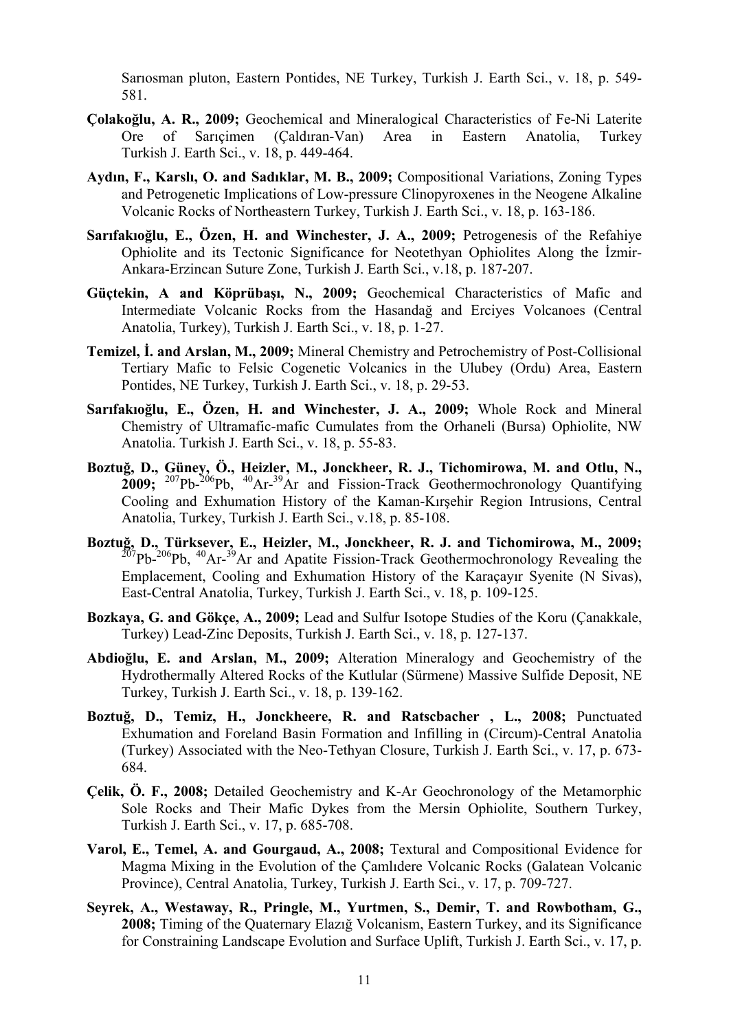Sarıosman pluton, Eastern Pontides, NE Turkey, Turkish J. Earth Sci., v. 18, p. 549-581.

**Çolakoğlu, A. R., 2009;** Geochemical and Mineralogical Characteristics of Fe-Ni Laterite Ore of Sarıçimen (Çaldıran-Van) Area in Eastern Anatolia, Turkey Turkish J. Earth Sci., v. 18, p. 449-464.

**Aydın, F., Karslı, O. and Sadıklar, M. B., 2009;** Compositional Variations, Zoning Types and Petrogenetic Implications of Low-pressure Clinopyroxenes in the Neogene Alkaline Volcanic Rocks of Northeastern Turkey, Turkish J. Earth Sci., v. 18, p. 163-186.

**Sarıfakıoğlu, E., Özen, H. and Winchester, J. A., 2009;** Petrogenesis of the Refahiye Ophiolite and its Tectonic Significance for Neotethyan Ophiolites Along the İzmir-Ankara-Erzincan Suture Zone, Turkish J. Earth Sci., v.18, p. 187-207.

**Güçtekin, A and Köprübaşı, N., 2009;** Geochemical Characteristics of Mafic and Intermediate Volcanic Rocks from the Hasandağ and Erciyes Volcanoes (Central Anatolia, Turkey), Turkish J. Earth Sci., v. 18, p. 1-27.

**Temizel, İ. and Arslan, M., 2009;** Mineral Chemistry and Petrochemistry of Post-Collisional Tertiary Mafic to Felsic Cogenetic Volcanics in the Ulubey (Ordu) Area, Eastern Pontides, NE Turkey, Turkish J. Earth Sci., v. 18, p. 29-53.

**Sarıfakıoğlu, E., Özen, H. and Winchester, J. A., 2009;** Whole Rock and Mineral Chemistry of Ultramafic-mafic Cumulates from the Orhaneli (Bursa) Ophiolite, NW Anatolia. Turkish J. Earth Sci., v. 18, p. 55-83.

**Boztuğ, D., Güney, Ö., Heizler, M., Jonckheer, R. J., Tichomirowa, M. and Otlu, N., 2009;** $^{207}$Pb-$^{206}$Pb, $^{40}$Ar-$^{39}$Ar and Fission-Track Geothermochronology Quantifying Cooling and Exhumation History of the Kaman-Kırşehir Region Intrusions, Central Anatolia, Turkey, Turkish J. Earth Sci., v.18, p. 85-108.

**Boztuğ, D., Türksever, E., Heizler, M., Jonckheer, R. J. and Tichomirowa, M., 2009;** $^{207}$Pb-$^{206}$Pb, $^{40}$Ar-$^{39}$Ar and Apatite Fission-Track Geothermochronology Revealing the Emplacement, Cooling and Exhumation History of the Karaçayır Syenite (N Sivas), East-Central Anatolia, Turkey, Turkish J. Earth Sci., v. 18, p. 109-125.

**Bozkaya, G. and Gökçe, A., 2009;** Lead and Sulfur Isotope Studies of the Koru (Çanakkale, Turkey) Lead-Zinc Deposits, Turkish J. Earth Sci., v. 18, p. 127-137.

**Abdioğlu, E. and Arslan, M., 2009;** Alteration Mineralogy and Geochemistry of the Hydrothermally Altered Rocks of the Kutlular (Sürmene) Massive Sulfide Deposit, NE Turkey, Turkish J. Earth Sci., v. 18, p. 139-162.

**Boztuğ, D., Temiz, H., Jonckheere, R. and Ratscbacher , L., 2008;** Punctuated Exhumation and Foreland Basin Formation and Infilling in (Circum)-Central Anatolia (Turkey) Associated with the Neo-Tethyan Closure, Turkish J. Earth Sci., v. 17, p. 673-684.

**Çelik, Ö. F., 2008;** Detailed Geochemistry and K-Ar Geochronology of the Metamorphic Sole Rocks and Their Mafic Dykes from the Mersin Ophiolite, Southern Turkey, Turkish J. Earth Sci., v. 17, p. 685-708.

**Varol, E., Temel, A. and Gourgaud, A., 2008;** Textural and Compositional Evidence for Magma Mixing in the Evolution of the Çamlıdere Volcanic Rocks (Galatean Volcanic Province), Central Anatolia, Turkey, Turkish J. Earth Sci., v. 17, p. 709-727.

**Seyrek, A., Westaway, R., Pringle, M., Yurtmen, S., Demir, T. and Rowbotham, G., 2008;** Timing of the Quaternary Elazığ Volcanism, Eastern Turkey, and its Significance for Constraining Landscape Evolution and Surface Uplift, Turkish J. Earth Sci., v. 17, p.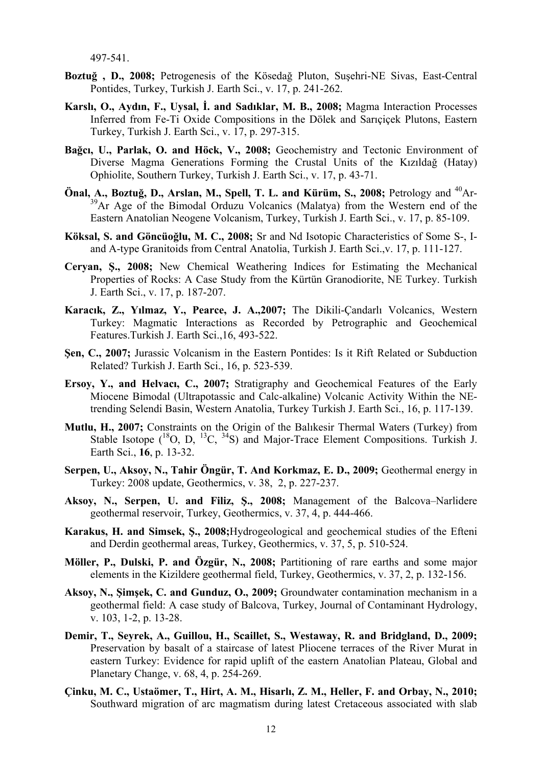497-541.

**Boztuğ , D., 2008;** Petrogenesis of the Kösedağ Pluton, Suşehri-NE Sivas, East-Central Pontides, Turkey, Turkish J. Earth Sci., v. 17, p. 241-262.

**Karslı, O., Aydın, F., Uysal, İ. and Sadıklar, M. B., 2008;** Magma Interaction Processes Inferred from Fe-Ti Oxide Compositions in the Dölek and Sarıçiçek Plutons, Eastern Turkey, Turkish J. Earth Sci., v. 17, p. 297-315.

**Bağcı, U., Parlak, O. and Höck, V., 2008;** Geochemistry and Tectonic Environment of Diverse Magma Generations Forming the Crustal Units of the Kızıldağ (Hatay) Ophiolite, Southern Turkey, Turkish J. Earth Sci., v. 17, p. 43-71.

**Önal, A., Boztuğ, D., Arslan, M., Spell, T. L. and Kürüm, S., 2008;** Petrology and $^{40}$Ar-$^{39}$Ar Age of the Bimodal Orduzu Volcanics (Malatya) from the Western end of the Eastern Anatolian Neogene Volcanism, Turkey, Turkish J. Earth Sci., v. 17, p. 85-109.

**Köksal, S. and Göncüoğlu, M. C., 2008;** Sr and Nd Isotopic Characteristics of Some S-, I- and A-type Granitoids from Central Anatolia, Turkish J. Earth Sci.,v. 17, p. 111-127.

**Ceryan, Ş., 2008;** New Chemical Weathering Indices for Estimating the Mechanical Properties of Rocks: A Case Study from the Kürtün Granodiorite, NE Turkey. Turkish J. Earth Sci., v. 17, p. 187-207.

**Karacık, Z., Yılmaz, Y., Pearce, J. A.,2007;** The Dikili-Çandarlı Volcanics, Western Turkey: Magmatic Interactions as Recorded by Petrographic and Geochemical Features.Turkish J. Earth Sci.,16, 493-522.

**Şen, C., 2007;** Jurassic Volcanism in the Eastern Pontides: Is it Rift Related or Subduction Related? Turkish J. Earth Sci., 16, p. 523-539.

**Ersoy, Y., and Helvacı, C., 2007;** Stratigraphy and Geochemical Features of the Early Miocene Bimodal (Ultrapotassic and Calc-alkaline) Volcanic Activity Within the NE-trending Selendi Basin, Western Anatolia, Turkey Turkish J. Earth Sci., 16, p. 117-139.

**Mutlu, H., 2007;** Constraints on the Origin of the Balıkesir Thermal Waters (Turkey) from Stable Isotope ($^{18}$O, D, $^{13}$C, $^{34}$S) and Major-Trace Element Compositions. Turkish J. Earth Sci., **16**, p. 13-32.

**Serpen, U., Aksoy, N., Tahir Öngür, T. And Korkmaz, E. D., 2009;** Geothermal energy in Turkey: 2008 update, Geothermics, v. 38, 2, p. 227-237.

**Aksoy, N., Serpen, U. and Filiz, Ş., 2008;** Management of the Balcova–Narlidere geothermal reservoir, Turkey, Geothermics, v. 37, 4, p. 444-466.

**Karakus, H. and Simsek, Ş., 2008;**Hydrogeological and geochemical studies of the Efteni and Derdin geothermal areas, Turkey, Geothermics, v. 37, 5, p. 510-524.

**Möller, P., Dulski, P. and Özgür, N., 2008;** Partitioning of rare earths and some major elements in the Kizildere geothermal field, Turkey, Geothermics, v. 37, 2, p. 132-156.

**Aksoy, N., Şimşek, C. and Gunduz, O., 2009;** Groundwater contamination mechanism in a geothermal field: A case study of Balcova, Turkey, Journal of Contaminant Hydrology, v. 103, 1-2, p. 13-28.

**Demir, T., Seyrek, A., Guillou, H., Scaillet, S., Westaway, R. and Bridgland, D., 2009;** Preservation by basalt of a staircase of latest Pliocene terraces of the River Murat in eastern Turkey: Evidence for rapid uplift of the eastern Anatolian Plateau, Global and Planetary Change, v. 68, 4, p. 254-269.

**Çinku, M. C., Ustaömer, T., Hirt, A. M., Hisarlı, Z. M., Heller, F. and Orbay, N., 2010;** Southward migration of arc magmatism during latest Cretaceous associated with slab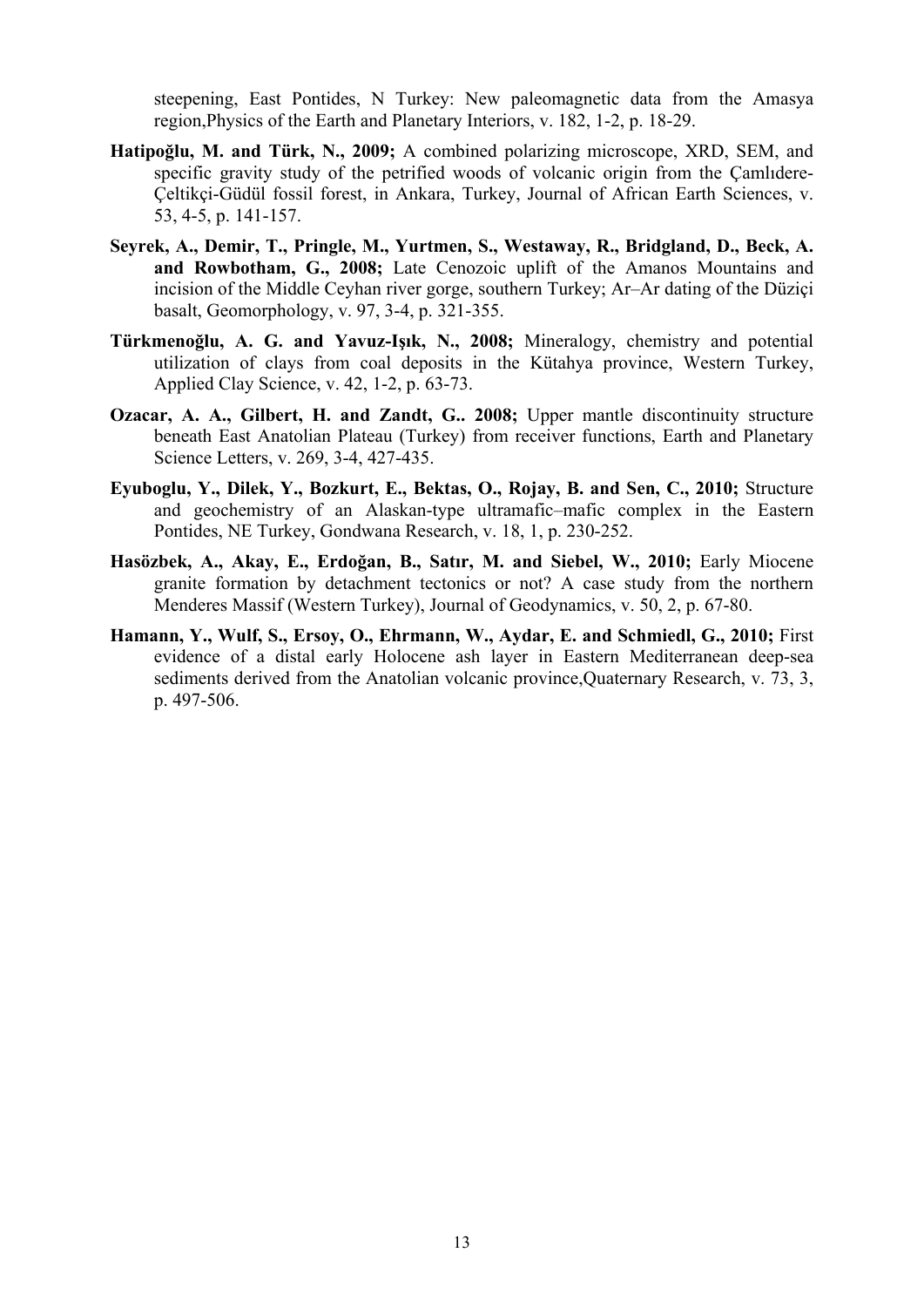steepening, East Pontides, N Turkey: New paleomagnetic data from the Amasya region,Physics of the Earth and Planetary Interiors, v. 182, 1-2, p. 18-29.

**Hatipoğlu, M. and Türk, N., 2009;** A combined polarizing microscope, XRD, SEM, and specific gravity study of the petrified woods of volcanic origin from the Çamlıdere-Çeltikçi-Güdül fossil forest, in Ankara, Turkey, Journal of African Earth Sciences, v. 53, 4-5, p. 141-157.

**Seyrek, A., Demir, T., Pringle, M., Yurtmen, S., Westaway, R., Bridgland, D., Beck, A. and Rowbotham, G., 2008;** Late Cenozoic uplift of the Amanos Mountains and incision of the Middle Ceyhan river gorge, southern Turkey; Ar–Ar dating of the Düziçi basalt, Geomorphology, v. 97, 3-4, p. 321-355.

**Türkmenoğlu, A. G. and Yavuz-Işık, N., 2008;** Mineralogy, chemistry and potential utilization of clays from coal deposits in the Kütahya province, Western Turkey, Applied Clay Science, v. 42, 1-2, p. 63-73.

**Ozacar, A. A., Gilbert, H. and Zandt, G.. 2008;** Upper mantle discontinuity structure beneath East Anatolian Plateau (Turkey) from receiver functions, Earth and Planetary Science Letters, v. 269, 3-4, 427-435.

**Eyuboglu, Y., Dilek, Y., Bozkurt, E., Bektas, O., Rojay, B. and Sen, C., 2010;** Structure and geochemistry of an Alaskan-type ultramafic–mafic complex in the Eastern Pontides, NE Turkey, Gondwana Research, v. 18, 1, p. 230-252.

**Hasözbek, A., Akay, E., Erdoğan, B., Satır, M. and Siebel, W., 2010;** Early Miocene granite formation by detachment tectonics or not? A case study from the northern Menderes Massif (Western Turkey), Journal of Geodynamics, v. 50, 2, p. 67-80.

**Hamann, Y., Wulf, S., Ersoy, O., Ehrmann, W., Aydar, E. and Schmiedl, G., 2010;** First evidence of a distal early Holocene ash layer in Eastern Mediterranean deep-sea sediments derived from the Anatolian volcanic province,Quaternary Research, v. 73, 3, p. 497-506.